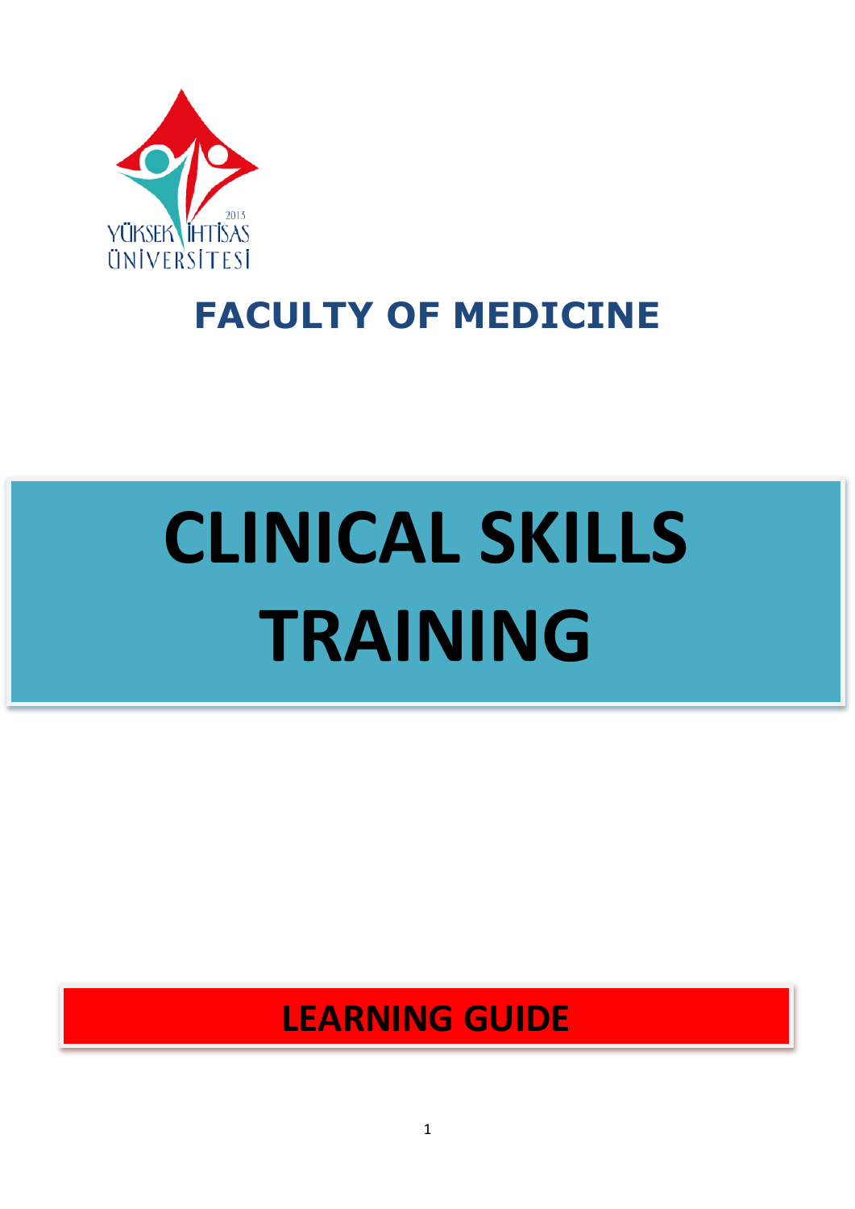YÜKSEK İHTİSAS ÜNİVERSİTESİ
2013

## FACULTY OF MEDICINE

# CLINICAL SKILLS TRAINING

## LEARNING GUIDE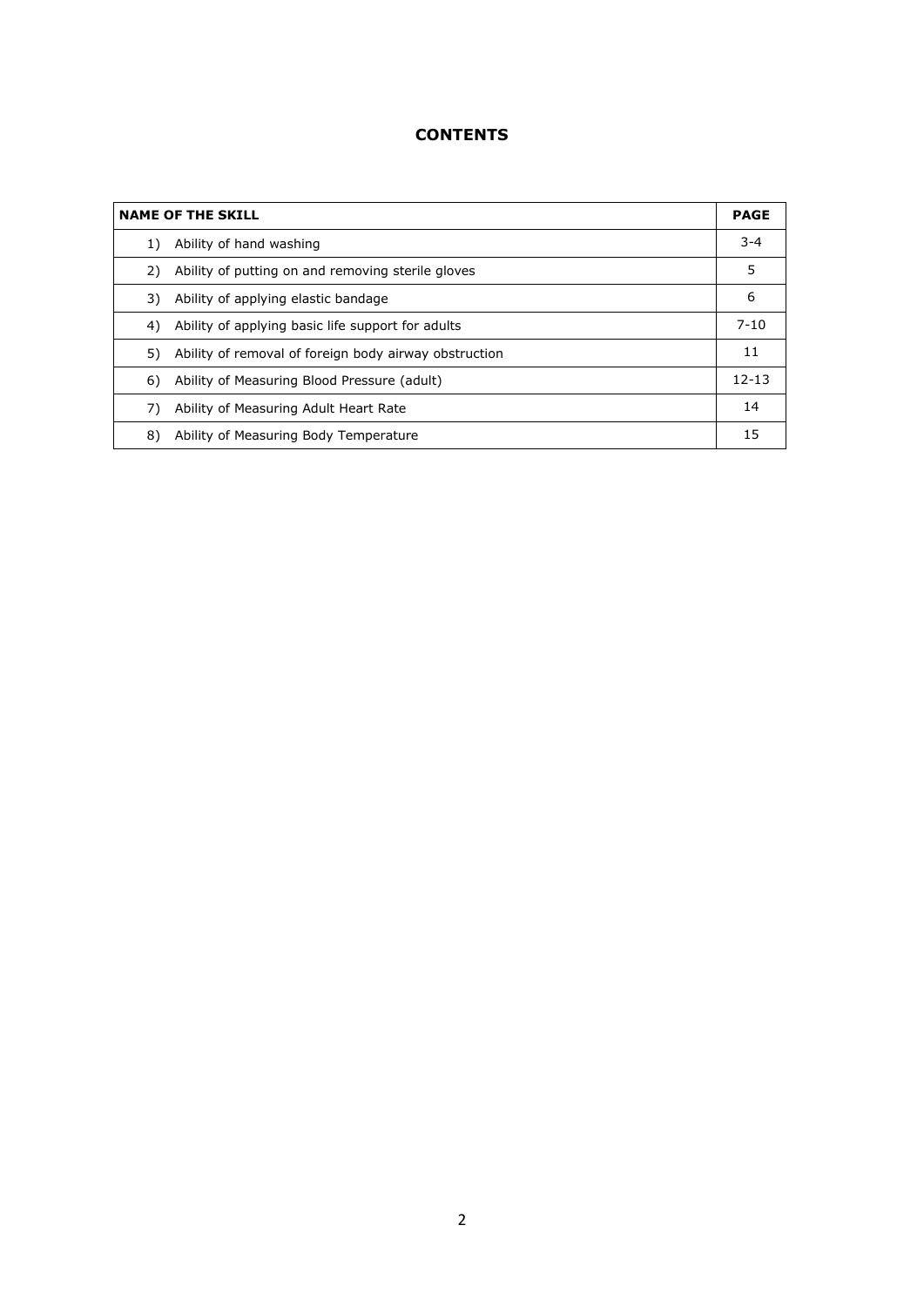# CONTENTS

| NAME OF THE SKILL | PAGE |
|---|---|
| 1) Ability of hand washing | 3-4 |
| 2) Ability of putting on and removing sterile gloves | 5 |
| 3) Ability of applying elastic bandage | 6 |
| 4) Ability of applying basic life support for adults | 7-10 |
| 5) Ability of removal of foreign body airway obstruction | 11 |
| 6) Ability of Measuring Blood Pressure (adult) | 12-13 |
| 7) Ability of Measuring Adult Heart Rate | 14 |
| 8) Ability of Measuring Body Temperature | 15 |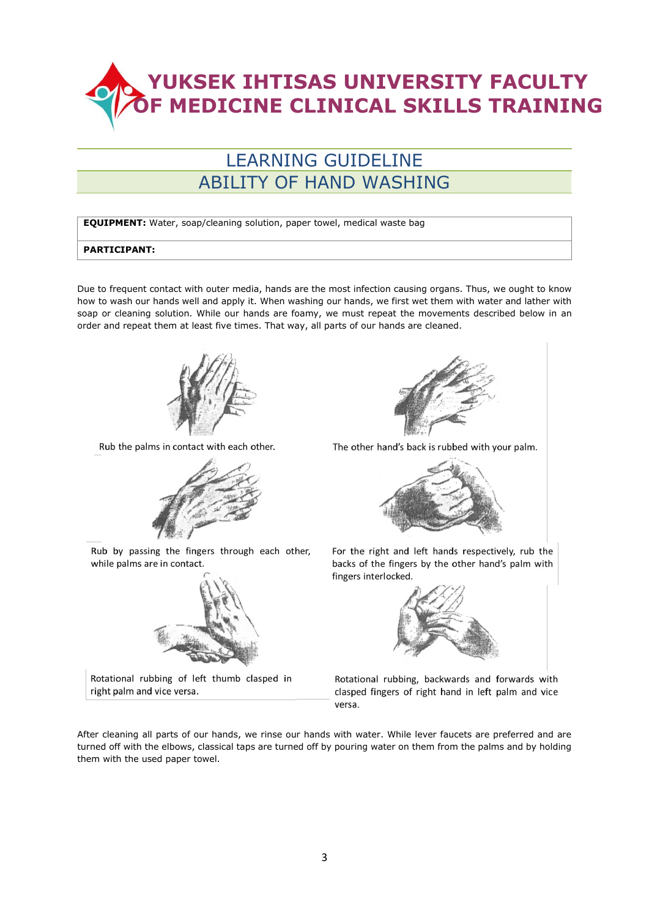# YUKSEK IHTISAS UNIVERSITY FACULTY OF MEDICINE CLINICAL SKILLS TRAINING

## LEARNING GUIDELINE

## ABILITY OF HAND WASHING

| **EQUIPMENT:** Water, soap/cleaning solution, paper towel, medical waste bag |
|---|
| **PARTICIPANT:** |

Due to frequent contact with outer media, hands are the most infection causing organs. Thus, we ought to know how to wash our hands well and apply it. When washing our hands, we first wet them with water and lather with soap or cleaning solution. While our hands are foamy, we must repeat the movements described below in an order and repeat them at least five times. That way, all parts of our hands are cleaned.

Rub the palms in contact with each other.

The other hand's back is rubbed with your palm.

Rub by passing the fingers through each other, while palms are in contact.

For the right and left hands respectively, rub the backs of the fingers by the other hand's palm with fingers interlocked.

Rotational rubbing of left thumb clasped in right palm and vice versa.

Rotational rubbing, backwards and forwards with clasped fingers of right hand in left palm and vice versa.

After cleaning all parts of our hands, we rinse our hands with water. While lever faucets are preferred and are turned off with the elbows, classical taps are turned off by pouring water on them from the palms and by holding them with the used paper towel.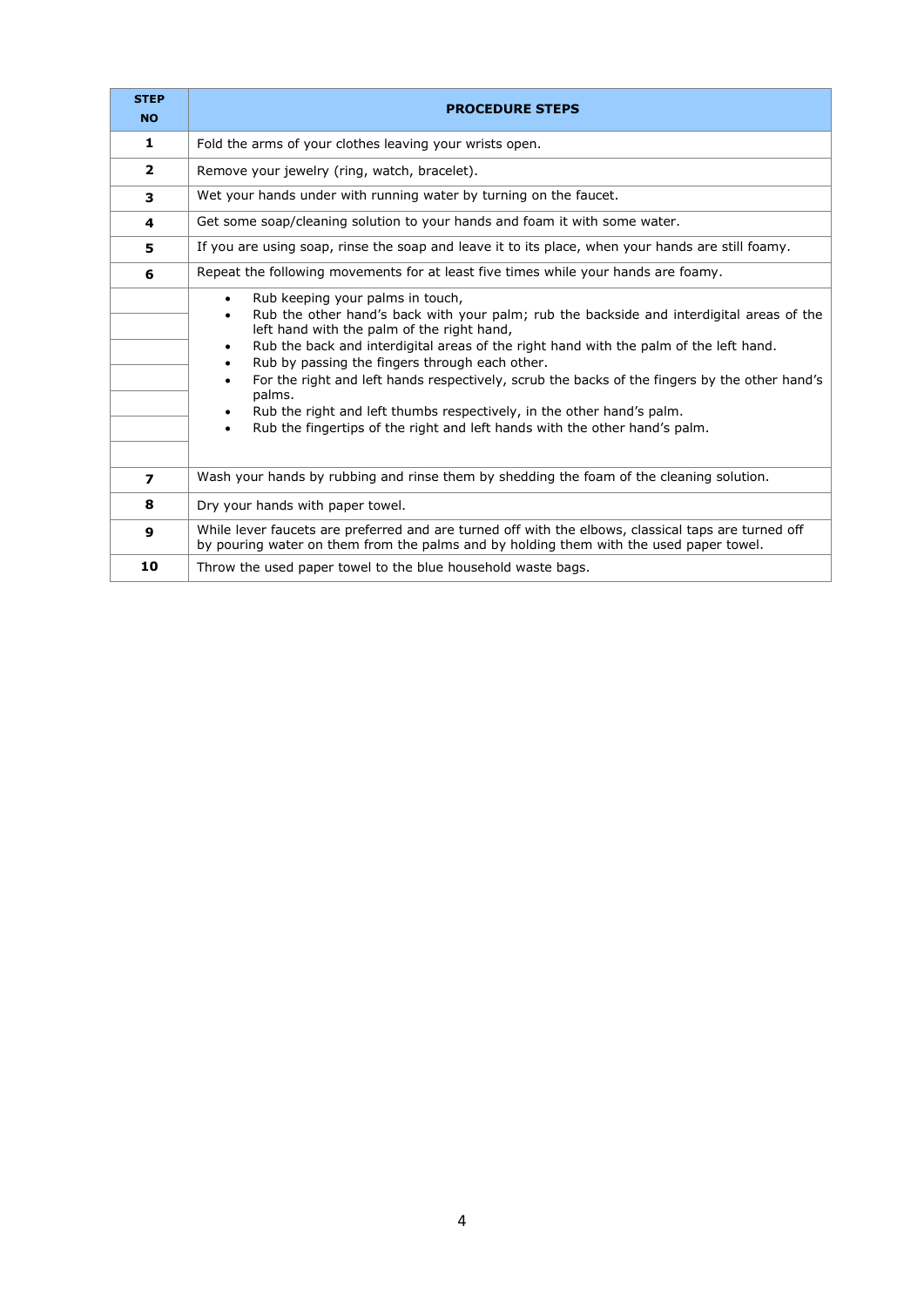| STEP NO | PROCEDURE STEPS |
|---|---|
| **1** | Fold the arms of your clothes leaving your wrists open. |
| **2** | Remove your jewelry (ring, watch, bracelet). |
| **3** | Wet your hands under with running water by turning on the faucet. |
| **4** | Get some soap/cleaning solution to your hands and foam it with some water. |
| **5** | If you are using soap, rinse the soap and leave it to its place, when your hands are still foamy. |
| **6** | Repeat the following movements for at least five times while your hands are foamy. |
| | • Rub keeping your palms in touch,<br>• Rub the other hand's back with your palm; rub the backside and interdigital areas of the left hand with the palm of the right hand,<br>• Rub the back and interdigital areas of the right hand with the palm of the left hand.<br>• Rub by passing the fingers through each other.<br>• For the right and left hands respectively, scrub the backs of the fingers by the other hand's palms.<br>• Rub the right and left thumbs respectively, in the other hand's palm.<br>• Rub the fingertips of the right and left hands with the other hand's palm. |
| **7** | Wash your hands by rubbing and rinse them by shedding the foam of the cleaning solution. |
| **8** | Dry your hands with paper towel. |
| **9** | While lever faucets are preferred and are turned off with the elbows, classical taps are turned off by pouring water on them from the palms and by holding them with the used paper towel. |
| **10** | Throw the used paper towel to the blue household waste bags. |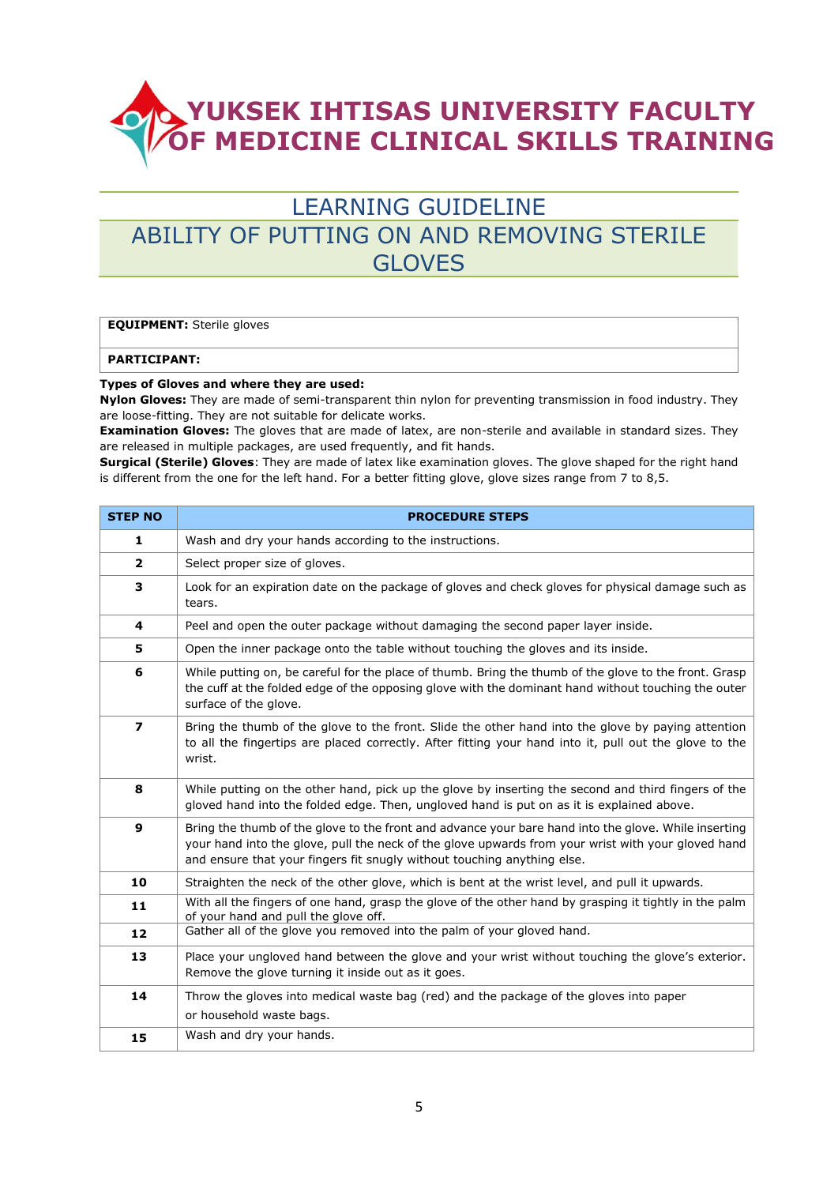# YUKSEK IHTISAS UNIVERSITY FACULTY OF MEDICINE CLINICAL SKILLS TRAINING

## LEARNING GUIDELINE

## ABILITY OF PUTTING ON AND REMOVING STERILE GLOVES

| **EQUIPMENT:** Sterile gloves |
|---|
| **PARTICIPANT:** |

**Types of Gloves and where they are used:**

**Nylon Gloves:** They are made of semi-transparent thin nylon for preventing transmission in food industry. They are loose-fitting. They are not suitable for delicate works.

**Examination Gloves:** The gloves that are made of latex, are non-sterile and available in standard sizes. They are released in multiple packages, are used frequently, and fit hands.

**Surgical (Sterile) Gloves**: They are made of latex like examination gloves. The glove shaped for the right hand is different from the one for the left hand. For a better fitting glove, glove sizes range from 7 to 8,5.

| STEP NO | PROCEDURE STEPS |
|---|---|
| 1 | Wash and dry your hands according to the instructions. |
| 2 | Select proper size of gloves. |
| 3 | Look for an expiration date on the package of gloves and check gloves for physical damage such as tears. |
| 4 | Peel and open the outer package without damaging the second paper layer inside. |
| 5 | Open the inner package onto the table without touching the gloves and its inside. |
| 6 | While putting on, be careful for the place of thumb. Bring the thumb of the glove to the front. Grasp the cuff at the folded edge of the opposing glove with the dominant hand without touching the outer surface of the glove. |
| 7 | Bring the thumb of the glove to the front. Slide the other hand into the glove by paying attention to all the fingertips are placed correctly. After fitting your hand into it, pull out the glove to the wrist. |
| 8 | While putting on the other hand, pick up the glove by inserting the second and third fingers of the gloved hand into the folded edge. Then, ungloved hand is put on as it is explained above. |
| 9 | Bring the thumb of the glove to the front and advance your bare hand into the glove. While inserting your hand into the glove, pull the neck of the glove upwards from your wrist with your gloved hand and ensure that your fingers fit snugly without touching anything else. |
| 10 | Straighten the neck of the other glove, which is bent at the wrist level, and pull it upwards. |
| 11 | With all the fingers of one hand, grasp the glove of the other hand by grasping it tightly in the palm of your hand and pull the glove off. |
| 12 | Gather all of the glove you removed into the palm of your gloved hand. |
| 13 | Place your ungloved hand between the glove and your wrist without touching the glove's exterior. Remove the glove turning it inside out as it goes. |
| 14 | Throw the gloves into medical waste bag (red) and the package of the gloves into paper or household waste bags. |
| 15 | Wash and dry your hands. |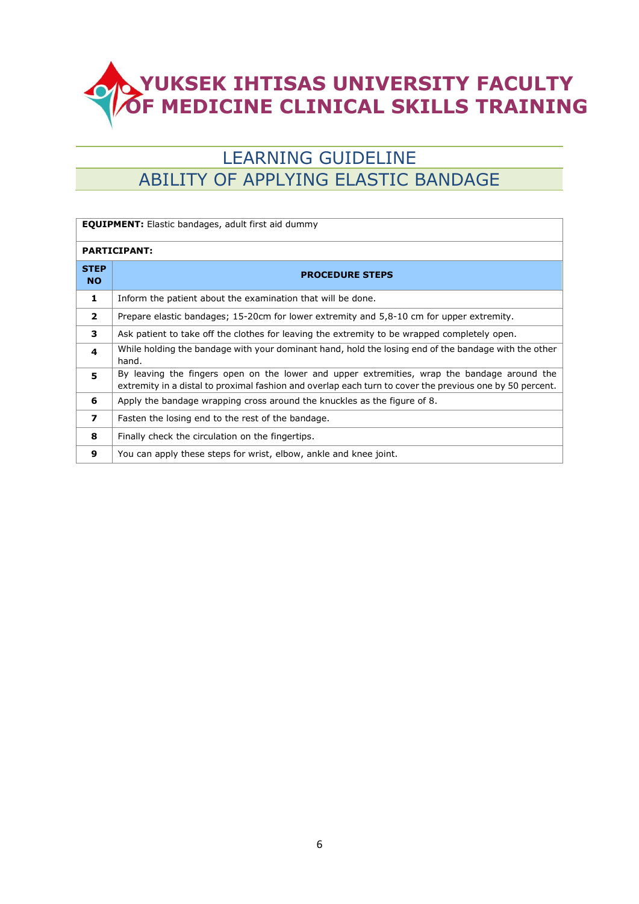# YUKSEK IHTISAS UNIVERSITY FACULTY OF MEDICINE CLINICAL SKILLS TRAINING

## LEARNING GUIDELINE
## ABILITY OF APPLYING ELASTIC BANDAGE

**EQUIPMENT:** Elastic bandages, adult first aid dummy

**PARTICIPANT:**

| STEP NO | PROCEDURE STEPS |
|---|---|
| 1 | Inform the patient about the examination that will be done. |
| 2 | Prepare elastic bandages; 15-20cm for lower extremity and 5,8-10 cm for upper extremity. |
| 3 | Ask patient to take off the clothes for leaving the extremity to be wrapped completely open. |
| 4 | While holding the bandage with your dominant hand, hold the losing end of the bandage with the other hand. |
| 5 | By leaving the fingers open on the lower and upper extremities, wrap the bandage around the extremity in a distal to proximal fashion and overlap each turn to cover the previous one by 50 percent. |
| 6 | Apply the bandage wrapping cross around the knuckles as the figure of 8. |
| 7 | Fasten the losing end to the rest of the bandage. |
| 8 | Finally check the circulation on the fingertips. |
| 9 | You can apply these steps for wrist, elbow, ankle and knee joint. |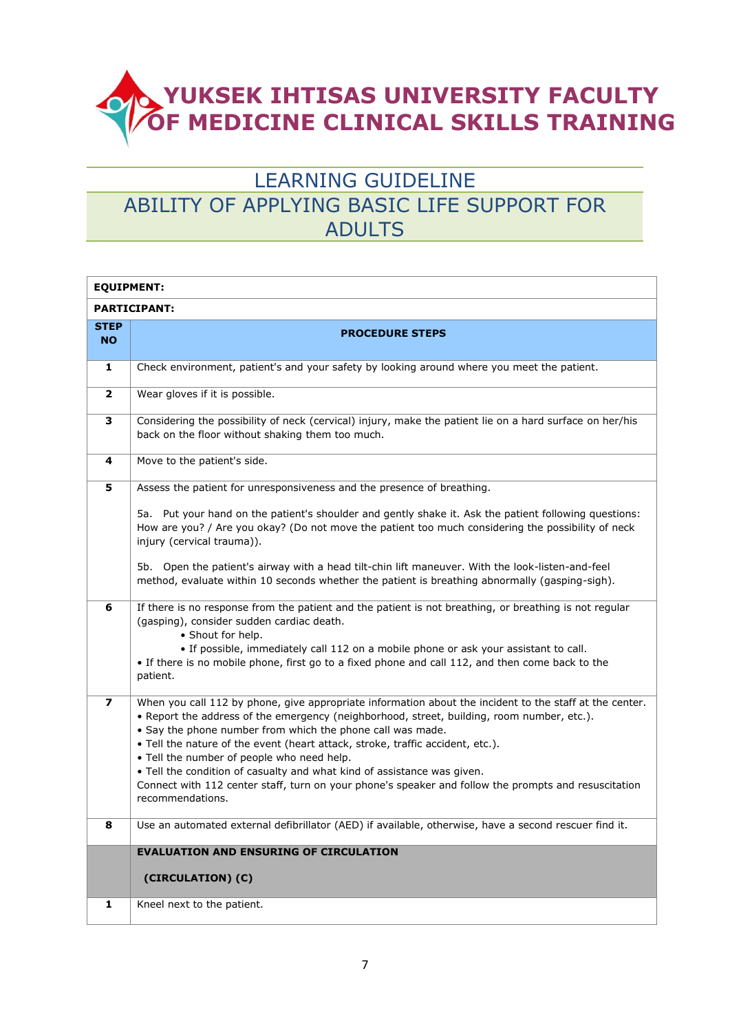# YUKSEK IHTISAS UNIVERSITY FACULTY OF MEDICINE CLINICAL SKILLS TRAINING

## LEARNING GUIDELINE

## ABILITY OF APPLYING BASIC LIFE SUPPORT FOR ADULTS

| **EQUIPMENT:** | |
|---|---|
| **PARTICIPANT:** | |
| **STEP NO** | **PROCEDURE STEPS** |
| **1** | Check environment, patient's and your safety by looking around where you meet the patient. |
| **2** | Wear gloves if it is possible. |
| **3** | Considering the possibility of neck (cervical) injury, make the patient lie on a hard surface on her/his back on the floor without shaking them too much. |
| **4** | Move to the patient's side. |
| **5** | Assess the patient for unresponsiveness and the presence of breathing.<br><br>5a. Put your hand on the patient's shoulder and gently shake it. Ask the patient following questions: How are you? / Are you okay? (Do not move the patient too much considering the possibility of neck injury (cervical trauma)).<br><br>5b. Open the patient's airway with a head tilt-chin lift maneuver. With the look-listen-and-feel method, evaluate within 10 seconds whether the patient is breathing abnormally (gasping-sigh). |
| **6** | If there is no response from the patient and the patient is not breathing, or breathing is not regular (gasping), consider sudden cardiac death.<br>• Shout for help.<br>• If possible, immediately call 112 on a mobile phone or ask your assistant to call.<br>• If there is no mobile phone, first go to a fixed phone and call 112, and then come back to the patient. |
| **7** | When you call 112 by phone, give appropriate information about the incident to the staff at the center.<br>• Report the address of the emergency (neighborhood, street, building, room number, etc.).<br>• Say the phone number from which the phone call was made.<br>• Tell the nature of the event (heart attack, stroke, traffic accident, etc.).<br>• Tell the number of people who need help.<br>• Tell the condition of casualty and what kind of assistance was given.<br>Connect with 112 center staff, turn on your phone's speaker and follow the prompts and resuscitation recommendations. |
| **8** | Use an automated external defibrillator (AED) if available, otherwise, have a second rescuer find it. |
| | **EVALUATION AND ENSURING OF CIRCULATION**<br><br>**(CIRCULATION) (C)** |
| **1** | Kneel next to the patient. |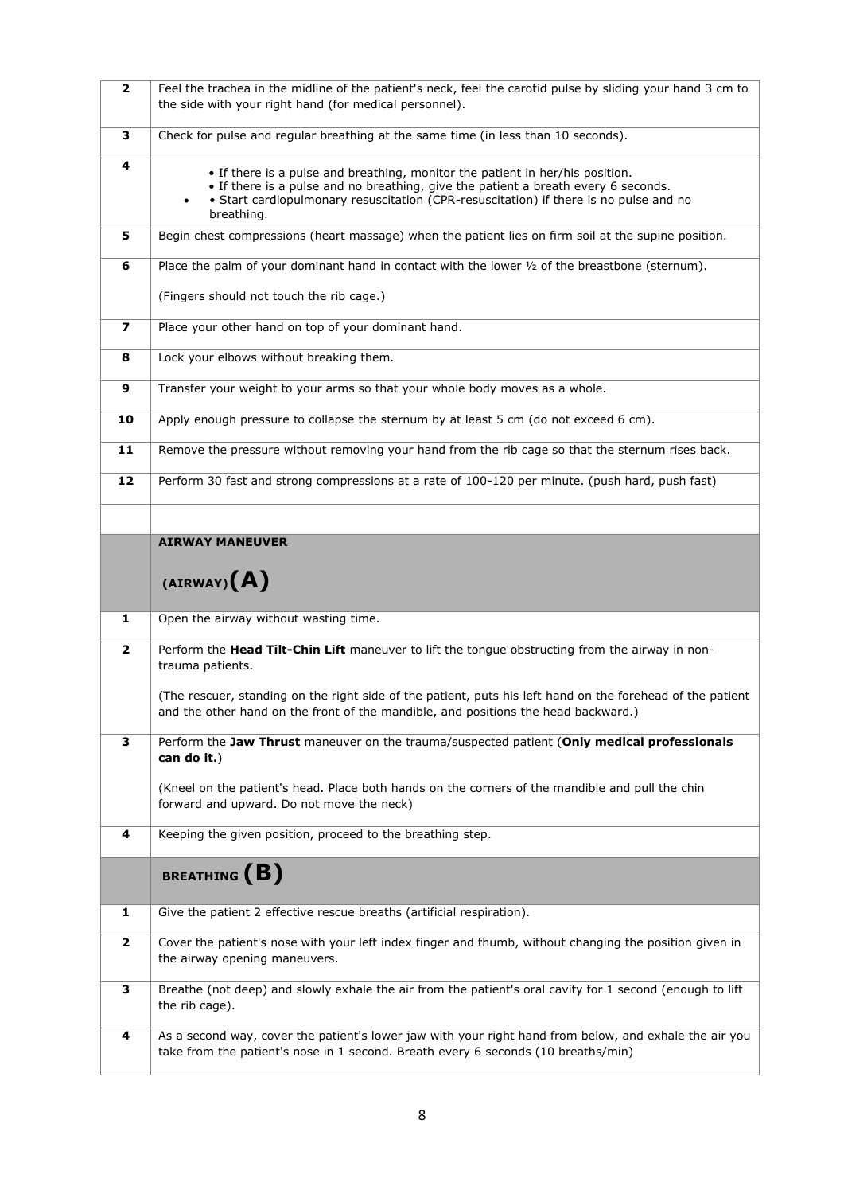| | |
|---|---|
| **2** | Feel the trachea in the midline of the patient's neck, feel the carotid pulse by sliding your hand 3 cm to the side with your right hand (for medical personnel). |
| **3** | Check for pulse and regular breathing at the same time (in less than 10 seconds). |
| **4** | • If there is a pulse and breathing, monitor the patient in her/his position.<br>• If there is a pulse and no breathing, give the patient a breath every 6 seconds.<br>• Start cardiopulmonary resuscitation (CPR-resuscitation) if there is no pulse and no breathing. |
| **5** | Begin chest compressions (heart massage) when the patient lies on firm soil at the supine position. |
| **6** | Place the palm of your dominant hand in contact with the lower ½ of the breastbone (sternum).<br><br>(Fingers should not touch the rib cage.) |
| **7** | Place your other hand on top of your dominant hand. |
| **8** | Lock your elbows without breaking them. |
| **9** | Transfer your weight to your arms so that your whole body moves as a whole. |
| **10** | Apply enough pressure to collapse the sternum by at least 5 cm (do not exceed 6 cm). |
| **11** | Remove the pressure without removing your hand from the rib cage so that the sternum rises back. |
| **12** | Perform 30 fast and strong compressions at a rate of 100-120 per minute. (push hard, push fast) |
| | |
| | **AIRWAY MANEUVER**<br><br>**(AIRWAY) (A)** |
| **1** | Open the airway without wasting time. |
| **2** | Perform the **Head Tilt-Chin Lift** maneuver to lift the tongue obstructing from the airway in non-trauma patients.<br><br>(The rescuer, standing on the right side of the patient, puts his left hand on the forehead of the patient and the other hand on the front of the mandible, and positions the head backward.) |
| **3** | Perform the **Jaw Thrust** maneuver on the trauma/suspected patient (**Only medical professionals can do it.**)<br><br>(Kneel on the patient's head. Place both hands on the corners of the mandible and pull the chin forward and upward. Do not move the neck) |
| **4** | Keeping the given position, proceed to the breathing step. |
| | **BREATHING (B)** |
| **1** | Give the patient 2 effective rescue breaths (artificial respiration). |
| **2** | Cover the patient's nose with your left index finger and thumb, without changing the position given in the airway opening maneuvers. |
| **3** | Breathe (not deep) and slowly exhale the air from the patient's oral cavity for 1 second (enough to lift the rib cage). |
| **4** | As a second way, cover the patient's lower jaw with your right hand from below, and exhale the air you take from the patient's nose in 1 second. Breath every 6 seconds (10 breaths/min) |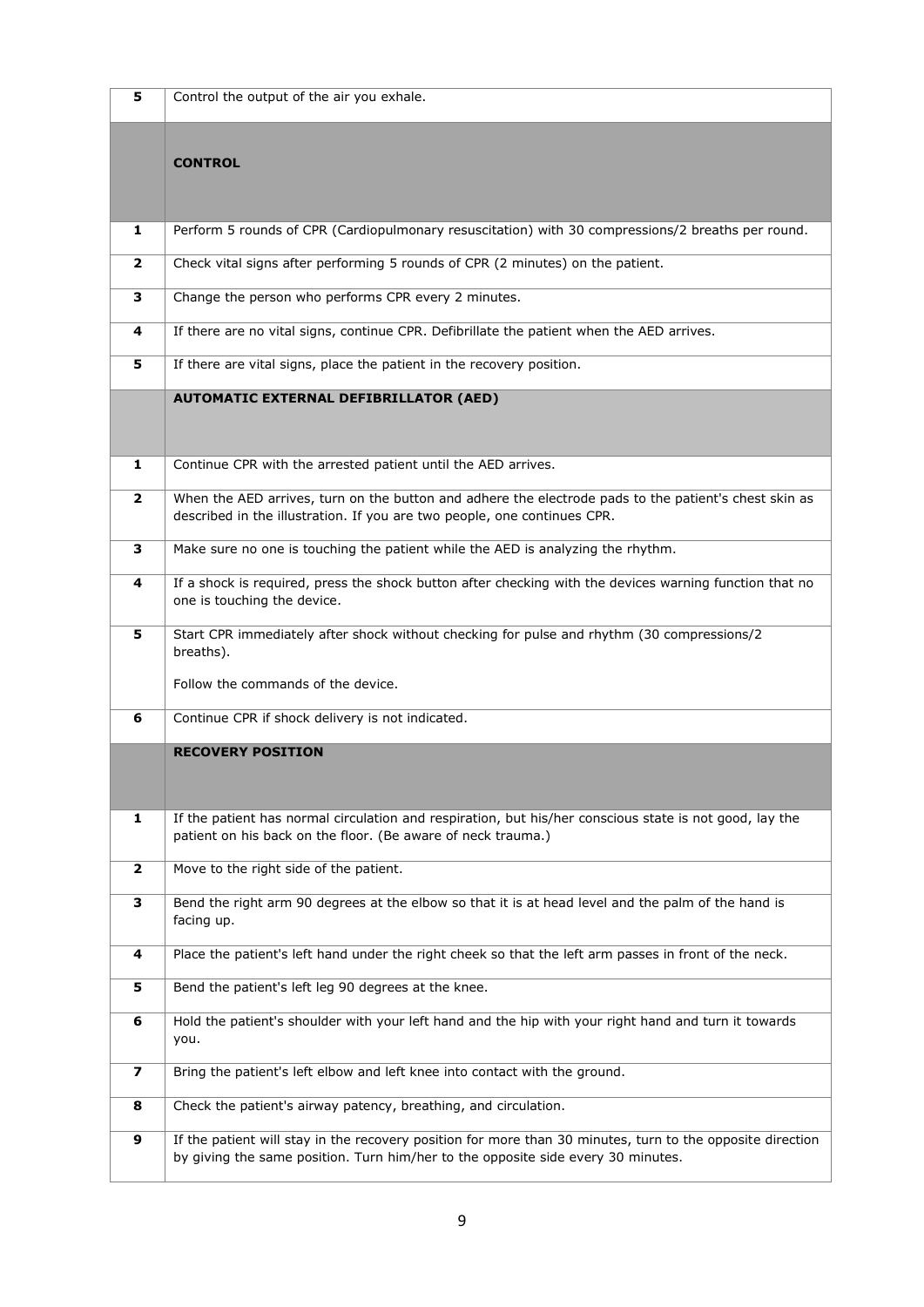| 5 | Control the output of the air you exhale. |
|---|---|
| | **CONTROL** |
| 1 | Perform 5 rounds of CPR (Cardiopulmonary resuscitation) with 30 compressions/2 breaths per round. |
| 2 | Check vital signs after performing 5 rounds of CPR (2 minutes) on the patient. |
| 3 | Change the person who performs CPR every 2 minutes. |
| 4 | If there are no vital signs, continue CPR. Defibrillate the patient when the AED arrives. |
| 5 | If there are vital signs, place the patient in the recovery position. |
| | **AUTOMATIC EXTERNAL DEFIBRILLATOR (AED)** |
| 1 | Continue CPR with the arrested patient until the AED arrives. |
| 2 | When the AED arrives, turn on the button and adhere the electrode pads to the patient's chest skin as described in the illustration. If you are two people, one continues CPR. |
| 3 | Make sure no one is touching the patient while the AED is analyzing the rhythm. |
| 4 | If a shock is required, press the shock button after checking with the devices warning function that no one is touching the device. |
| 5 | Start CPR immediately after shock without checking for pulse and rhythm (30 compressions/2 breaths).<br><br>Follow the commands of the device. |
| 6 | Continue CPR if shock delivery is not indicated. |
| | **RECOVERY POSITION** |
| 1 | If the patient has normal circulation and respiration, but his/her conscious state is not good, lay the patient on his back on the floor. (Be aware of neck trauma.) |
| 2 | Move to the right side of the patient. |
| 3 | Bend the right arm 90 degrees at the elbow so that it is at head level and the palm of the hand is facing up. |
| 4 | Place the patient's left hand under the right cheek so that the left arm passes in front of the neck. |
| 5 | Bend the patient's left leg 90 degrees at the knee. |
| 6 | Hold the patient's shoulder with your left hand and the hip with your right hand and turn it towards you. |
| 7 | Bring the patient's left elbow and left knee into contact with the ground. |
| 8 | Check the patient's airway patency, breathing, and circulation. |
| 9 | If the patient will stay in the recovery position for more than 30 minutes, turn to the opposite direction by giving the same position. Turn him/her to the opposite side every 30 minutes. |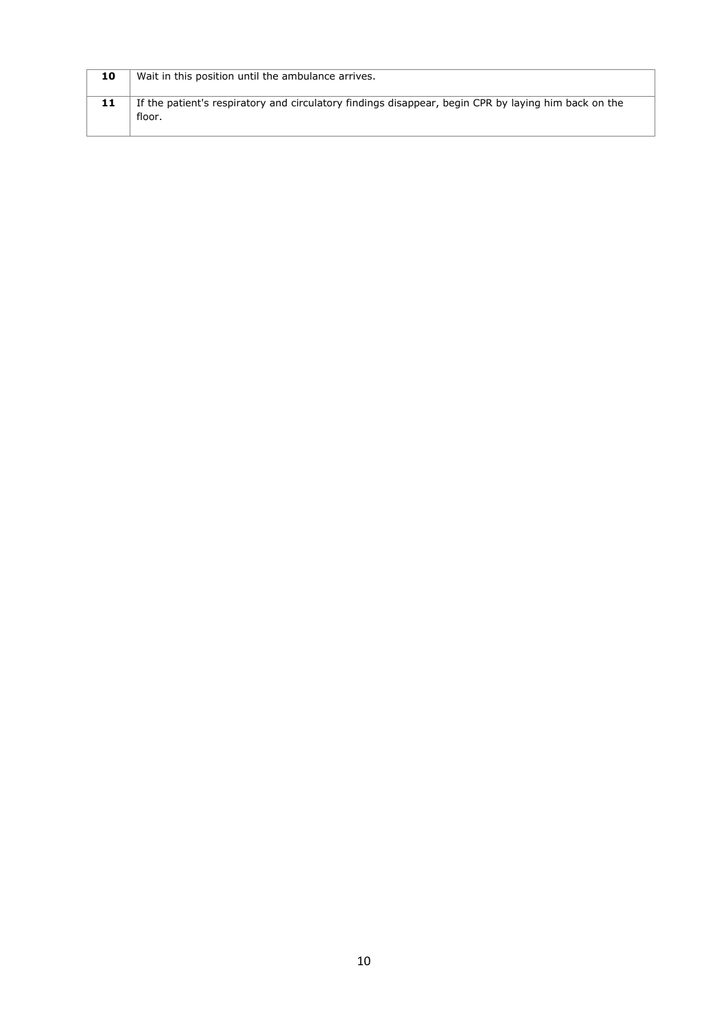| | |
|---|---|
| **10** | Wait in this position until the ambulance arrives. |
| **11** | If the patient's respiratory and circulatory findings disappear, begin CPR by laying him back on the floor. |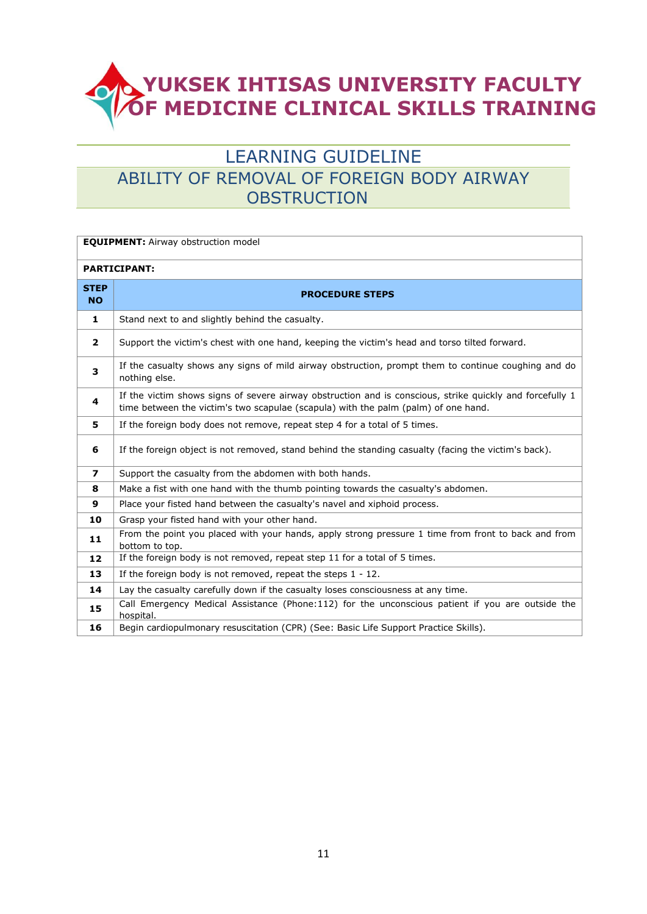# YUKSEK IHTISAS UNIVERSITY FACULTY OF MEDICINE CLINICAL SKILLS TRAINING

## LEARNING GUIDELINE

## ABILITY OF REMOVAL OF FOREIGN BODY AIRWAY OBSTRUCTION

**EQUIPMENT:** Airway obstruction model

**PARTICIPANT:**

| STEP NO | PROCEDURE STEPS |
|---|---|
| 1 | Stand next to and slightly behind the casualty. |
| 2 | Support the victim's chest with one hand, keeping the victim's head and torso tilted forward. |
| 3 | If the casualty shows any signs of mild airway obstruction, prompt them to continue coughing and do nothing else. |
| 4 | If the victim shows signs of severe airway obstruction and is conscious, strike quickly and forcefully 1 time between the victim's two scapulae (scapula) with the palm (palm) of one hand. |
| 5 | If the foreign body does not remove, repeat step 4 for a total of 5 times. |
| 6 | If the foreign object is not removed, stand behind the standing casualty (facing the victim's back). |
| 7 | Support the casualty from the abdomen with both hands. |
| 8 | Make a fist with one hand with the thumb pointing towards the casualty's abdomen. |
| 9 | Place your fisted hand between the casualty's navel and xiphoid process. |
| 10 | Grasp your fisted hand with your other hand. |
| 11 | From the point you placed with your hands, apply strong pressure 1 time from front to back and from bottom to top. |
| 12 | If the foreign body is not removed, repeat step 11 for a total of 5 times. |
| 13 | If the foreign body is not removed, repeat the steps 1 - 12. |
| 14 | Lay the casualty carefully down if the casualty loses consciousness at any time. |
| 15 | Call Emergency Medical Assistance (Phone:112) for the unconscious patient if you are outside the hospital. |
| 16 | Begin cardiopulmonary resuscitation (CPR) (See: Basic Life Support Practice Skills). |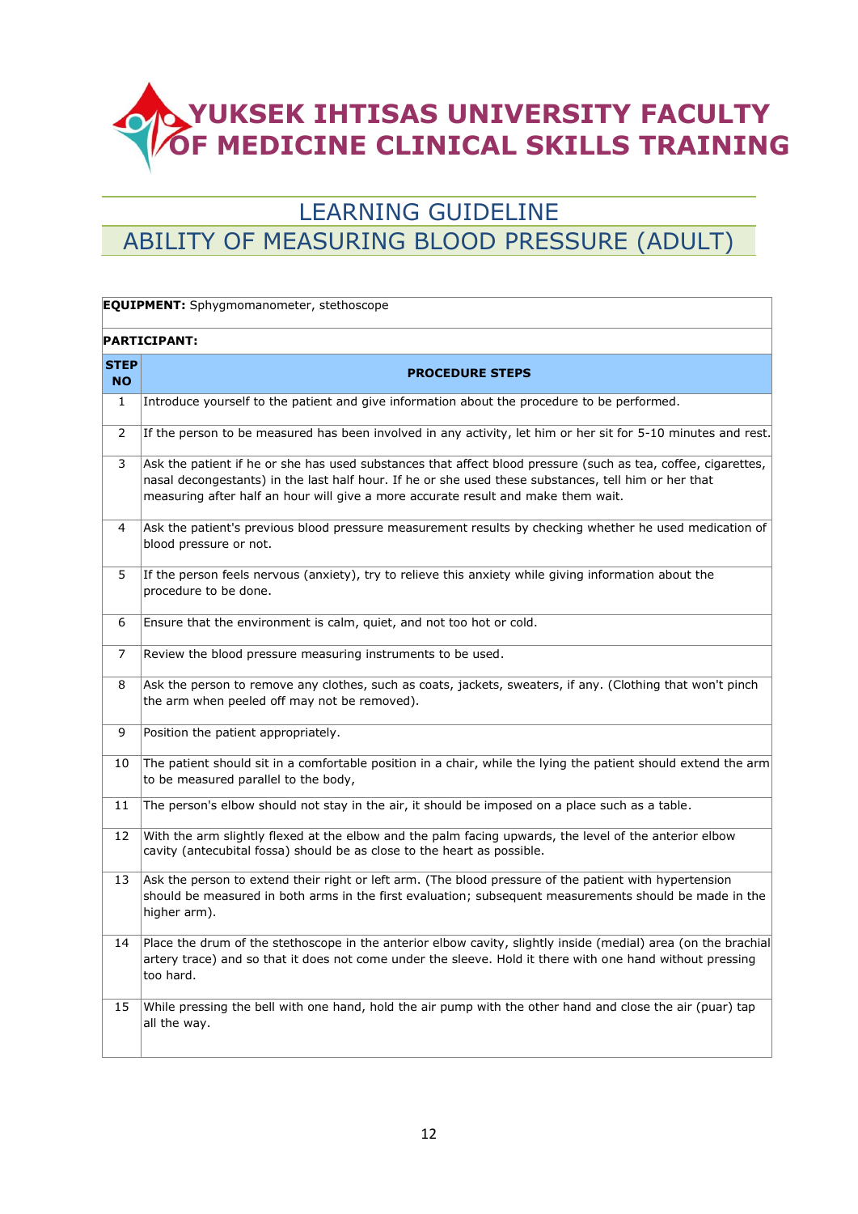# YUKSEK IHTISAS UNIVERSITY FACULTY OF MEDICINE CLINICAL SKILLS TRAINING

## LEARNING GUIDELINE

## ABILITY OF MEASURING BLOOD PRESSURE (ADULT)

**EQUIPMENT:** Sphygmomanometer, stethoscope

**PARTICIPANT:**

| STEP NO | PROCEDURE STEPS |
|---|---|
| 1 | Introduce yourself to the patient and give information about the procedure to be performed. |
| 2 | If the person to be measured has been involved in any activity, let him or her sit for 5-10 minutes and rest. |
| 3 | Ask the patient if he or she has used substances that affect blood pressure (such as tea, coffee, cigarettes, nasal decongestants) in the last half hour. If he or she used these substances, tell him or her that measuring after half an hour will give a more accurate result and make them wait. |
| 4 | Ask the patient's previous blood pressure measurement results by checking whether he used medication of blood pressure or not. |
| 5 | If the person feels nervous (anxiety), try to relieve this anxiety while giving information about the procedure to be done. |
| 6 | Ensure that the environment is calm, quiet, and not too hot or cold. |
| 7 | Review the blood pressure measuring instruments to be used. |
| 8 | Ask the person to remove any clothes, such as coats, jackets, sweaters, if any. (Clothing that won't pinch the arm when peeled off may not be removed). |
| 9 | Position the patient appropriately. |
| 10 | The patient should sit in a comfortable position in a chair, while the lying the patient should extend the arm to be measured parallel to the body, |
| 11 | The person's elbow should not stay in the air, it should be imposed on a place such as a table. |
| 12 | With the arm slightly flexed at the elbow and the palm facing upwards, the level of the anterior elbow cavity (antecubital fossa) should be as close to the heart as possible. |
| 13 | Ask the person to extend their right or left arm. (The blood pressure of the patient with hypertension should be measured in both arms in the first evaluation; subsequent measurements should be made in the higher arm). |
| 14 | Place the drum of the stethoscope in the anterior elbow cavity, slightly inside (medial) area (on the brachial artery trace) and so that it does not come under the sleeve. Hold it there with one hand without pressing too hard. |
| 15 | While pressing the bell with one hand, hold the air pump with the other hand and close the air (puar) tap all the way. |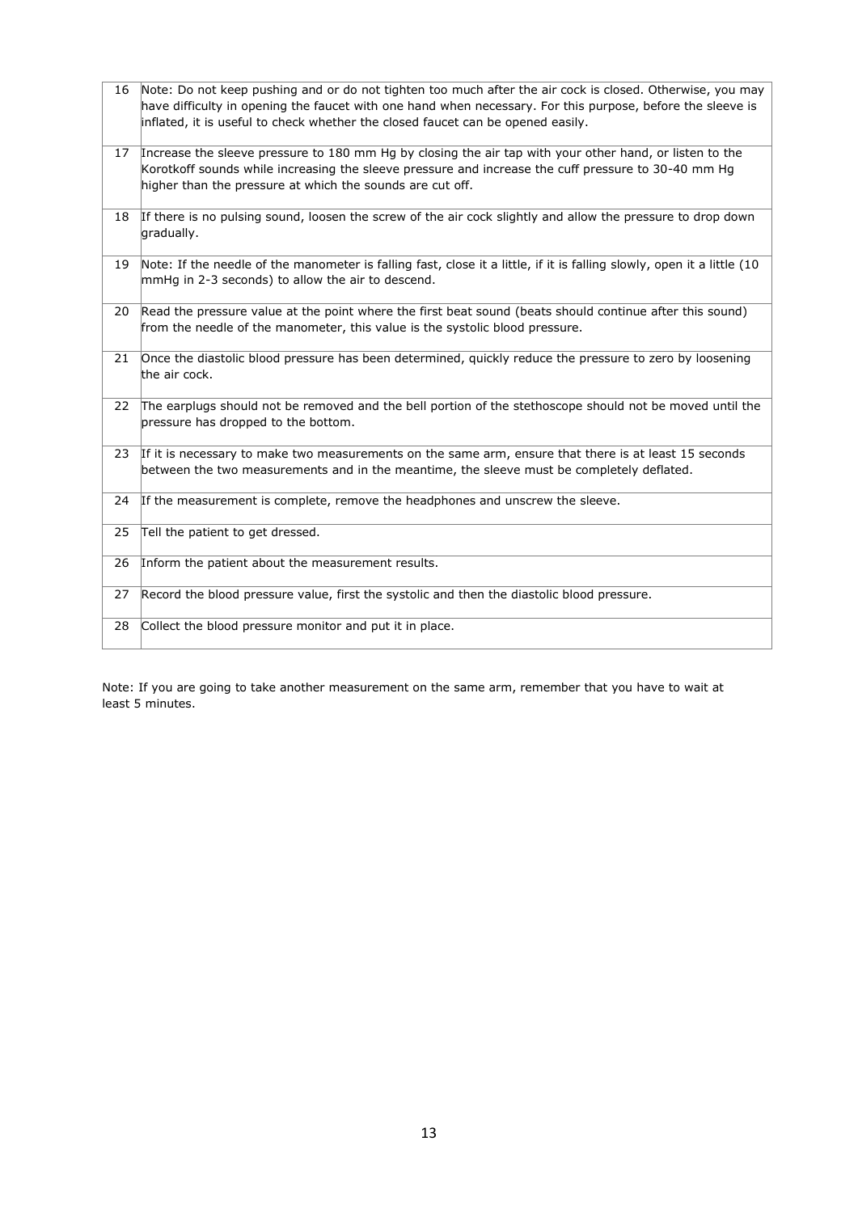| | |
|---|---|
| 16 | Note: Do not keep pushing and or do not tighten too much after the air cock is closed. Otherwise, you may have difficulty in opening the faucet with one hand when necessary. For this purpose, before the sleeve is inflated, it is useful to check whether the closed faucet can be opened easily. |
| 17 | Increase the sleeve pressure to 180 mm Hg by closing the air tap with your other hand, or listen to the Korotkoff sounds while increasing the sleeve pressure and increase the cuff pressure to 30-40 mm Hg higher than the pressure at which the sounds are cut off. |
| 18 | If there is no pulsing sound, loosen the screw of the air cock slightly and allow the pressure to drop down gradually. |
| 19 | Note: If the needle of the manometer is falling fast, close it a little, if it is falling slowly, open it a little (10 mmHg in 2-3 seconds) to allow the air to descend. |
| 20 | Read the pressure value at the point where the first beat sound (beats should continue after this sound) from the needle of the manometer, this value is the systolic blood pressure. |
| 21 | Once the diastolic blood pressure has been determined, quickly reduce the pressure to zero by loosening the air cock. |
| 22 | The earplugs should not be removed and the bell portion of the stethoscope should not be moved until the pressure has dropped to the bottom. |
| 23 | If it is necessary to make two measurements on the same arm, ensure that there is at least 15 seconds between the two measurements and in the meantime, the sleeve must be completely deflated. |
| 24 | If the measurement is complete, remove the headphones and unscrew the sleeve. |
| 25 | Tell the patient to get dressed. |
| 26 | Inform the patient about the measurement results. |
| 27 | Record the blood pressure value, first the systolic and then the diastolic blood pressure. |
| 28 | Collect the blood pressure monitor and put it in place. |

Note: If you are going to take another measurement on the same arm, remember that you have to wait at least 5 minutes.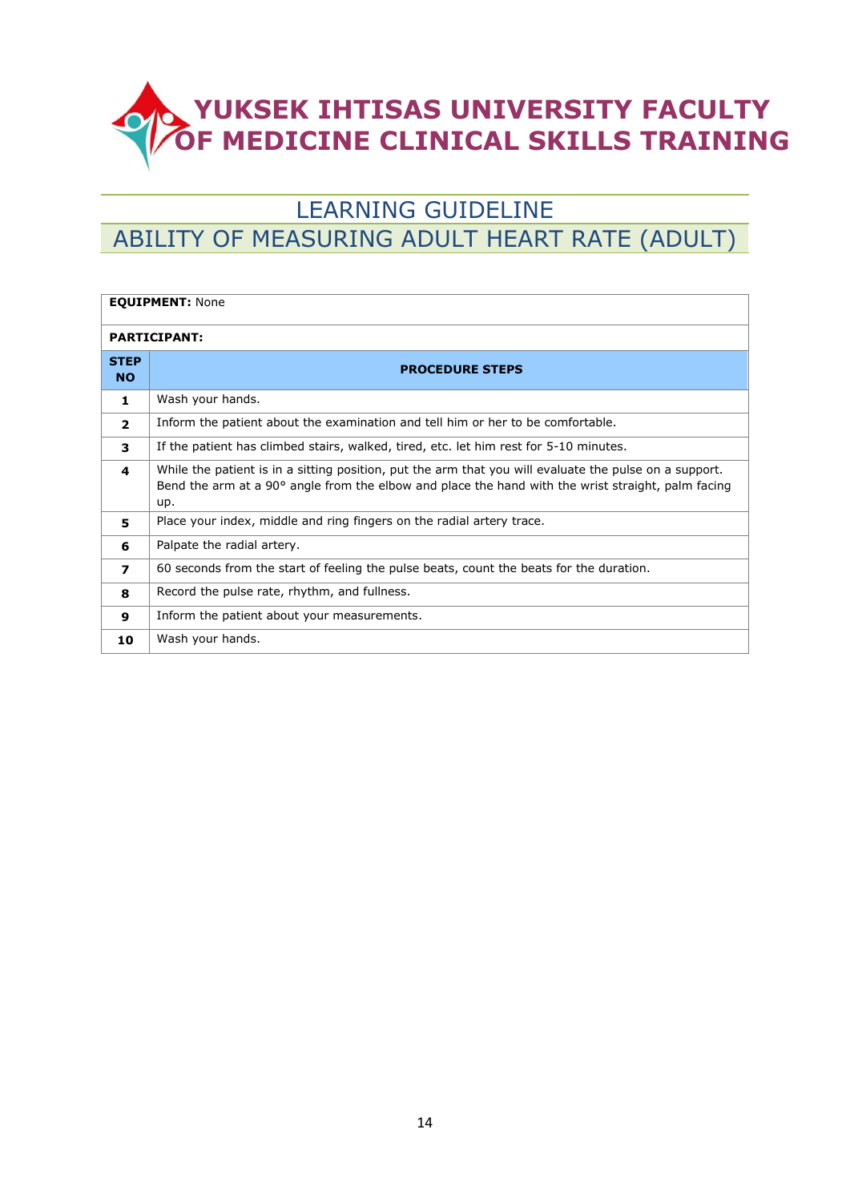# YUKSEK IHTISAS UNIVERSITY FACULTY OF MEDICINE CLINICAL SKILLS TRAINING

## LEARNING GUIDELINE

## ABILITY OF MEASURING ADULT HEART RATE (ADULT)

**EQUIPMENT:** None

**PARTICIPANT:**

| STEP NO | PROCEDURE STEPS |
|---|---|
| **1** | Wash your hands. |
| **2** | Inform the patient about the examination and tell him or her to be comfortable. |
| **3** | If the patient has climbed stairs, walked, tired, etc. let him rest for 5-10 minutes. |
| **4** | While the patient is in a sitting position, put the arm that you will evaluate the pulse on a support. Bend the arm at a 90° angle from the elbow and place the hand with the wrist straight, palm facing up. |
| **5** | Place your index, middle and ring fingers on the radial artery trace. |
| **6** | Palpate the radial artery. |
| **7** | 60 seconds from the start of feeling the pulse beats, count the beats for the duration. |
| **8** | Record the pulse rate, rhythm, and fullness. |
| **9** | Inform the patient about your measurements. |
| **10** | Wash your hands. |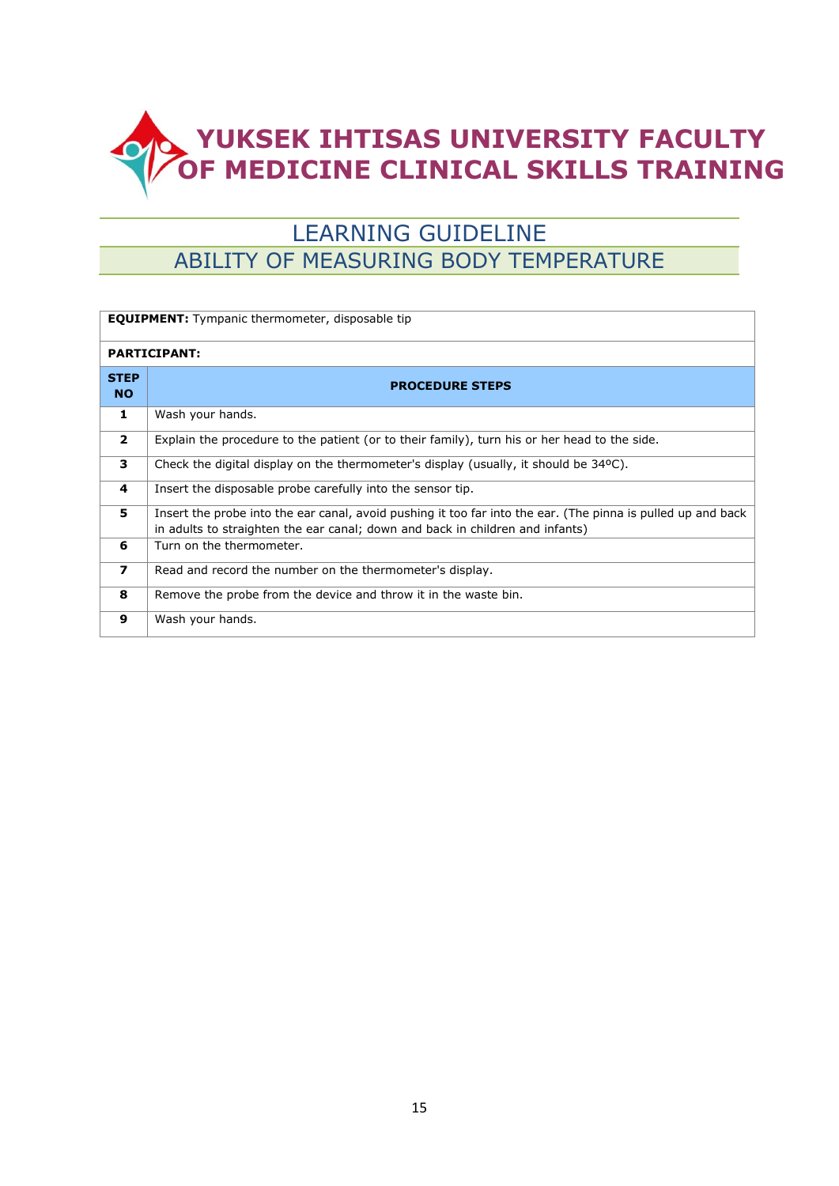# YUKSEK IHTISAS UNIVERSITY FACULTY OF MEDICINE CLINICAL SKILLS TRAINING

## LEARNING GUIDELINE

## ABILITY OF MEASURING BODY TEMPERATURE

**EQUIPMENT:** Tympanic thermometer, disposable tip

**PARTICIPANT:**

| STEP NO | PROCEDURE STEPS |
|---|---|
| **1** | Wash your hands. |
| **2** | Explain the procedure to the patient (or to their family), turn his or her head to the side. |
| **3** | Check the digital display on the thermometer's display (usually, it should be 34ºC). |
| **4** | Insert the disposable probe carefully into the sensor tip. |
| **5** | Insert the probe into the ear canal, avoid pushing it too far into the ear. (The pinna is pulled up and back in adults to straighten the ear canal; down and back in children and infants) |
| **6** | Turn on the thermometer. |
| **7** | Read and record the number on the thermometer's display. |
| **8** | Remove the probe from the device and throw it in the waste bin. |
| **9** | Wash your hands. |